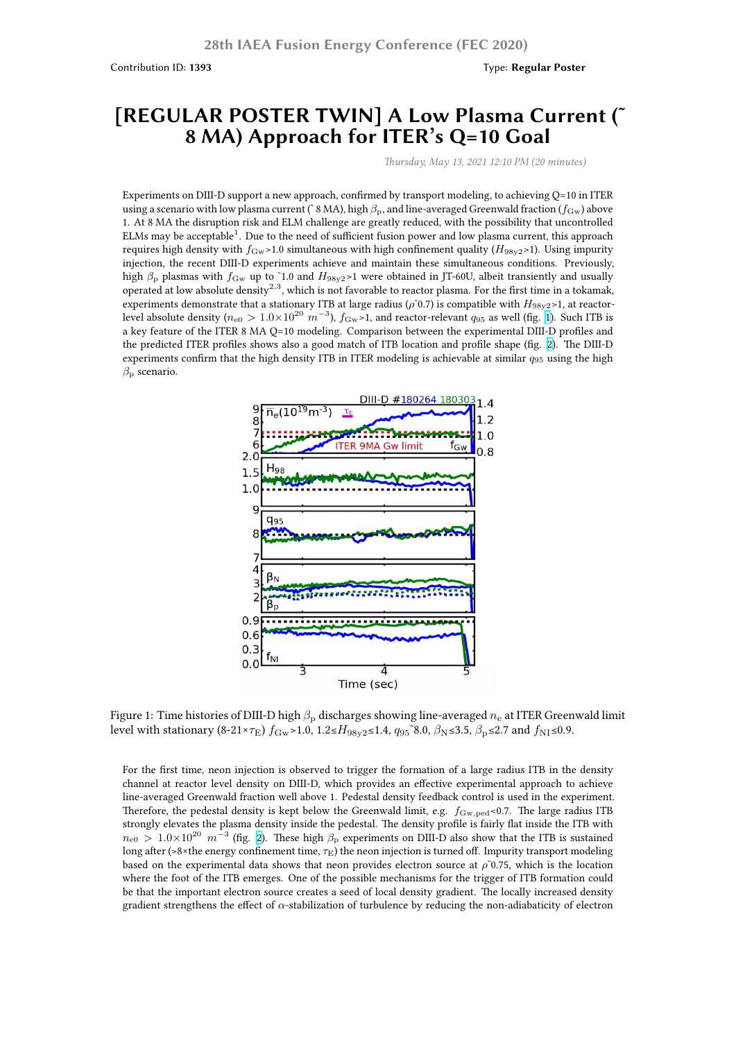Contribution ID: **1393**

Type: **Regular Poster**

# [REGULAR POSTER TWIN] A Low Plasma Current (~ 8 MA) Approach for ITER's Q=10 Goal

*Thursday, May 13, 2021 12:10 PM (20 minutes)*

Experiments on DIII-D support a new approach, confirmed by transport modeling, to achieving Q=10 in ITER using a scenario with low plasma current (~ 8 MA), high $\beta_p$, and line-averaged Greenwald fraction ($f_{Gw}$) above 1. At 8 MA the disruption risk and ELM challenge are greatly reduced, with the possibility that uncontrolled ELMs may be acceptable[1]. Due to the need of sufficient fusion power and low plasma current, this approach requires high density with $f_{Gw}$>1.0 simultaneous with high confinement quality ($H_{98y2}$>1). Using impurity injection, the recent DIII-D experiments achieve and maintain these simultaneous conditions. Previously, high $\beta_p$ plasmas with $f_{Gw}$ up to ~1.0 and $H_{98y2}$>1 were obtained in JT-60U, albeit transiently and usually operated at low absolute density[2,3], which is not favorable to reactor plasma. For the first time in a tokamak, experiments demonstrate that a stationary ITB at large radius ($\rho$~0.7) is compatible with $H_{98y2}$>1, at reactor-level absolute density ($n_{e0} > 1.0\times10^{20}\ m^{-3}$), $f_{Gw}$>1, and reactor-relevant $q_{95}$ as well (fig. 1). Such ITB is a key feature of the ITER 8 MA Q=10 modeling. Comparison between the experimental DIII-D profiles and the predicted ITER profiles shows also a good match of ITB location and profile shape (fig. 2). The DIII-D experiments confirm that the high density ITB in ITER modeling is achievable at similar $q_{95}$ using the high $\beta_p$ scenario.

Figure 1: Time histories of DIII-D high $\beta_p$ discharges showing line-averaged $n_e$ at ITER Greenwald limit level with stationary (8-21×$\tau_E$) $f_{Gw}$>1.0, 1.2≤$H_{98y2}$≤1.4, $q_{95}$~8.0, $\beta_N$≤3.5, $\beta_p$≤2.7 and $f_{NI}$≤0.9.

For the first time, neon injection is observed to trigger the formation of a large radius ITB in the density channel at reactor level density on DIII-D, which provides an effective experimental approach to achieve line-averaged Greenwald fraction well above 1. Pedestal density feedback control is used in the experiment. Therefore, the pedestal density is kept below the Greenwald limit, e.g. $f_{Gw,ped}$<0.7. The large radius ITB strongly elevates the plasma density inside the pedestal. The density profile is fairly flat inside the ITB with $n_{e0} > 1.0\times10^{20}\ m^{-3}$ (fig. 2). These high $\beta_p$ experiments on DIII-D also show that the ITB is sustained long after (>8×the energy confinement time, $\tau_E$) the neon injection is turned off. Impurity transport modeling based on the experimental data shows that neon provides electron source at $\rho$~0.75, which is the location where the foot of the ITB emerges. One of the possible mechanisms for the trigger of ITB formation could be that the important electron source creates a seed of local density gradient. The locally increased density gradient strengthens the effect of $\alpha$-stabilization of turbulence by reducing the non-adiabaticity of electron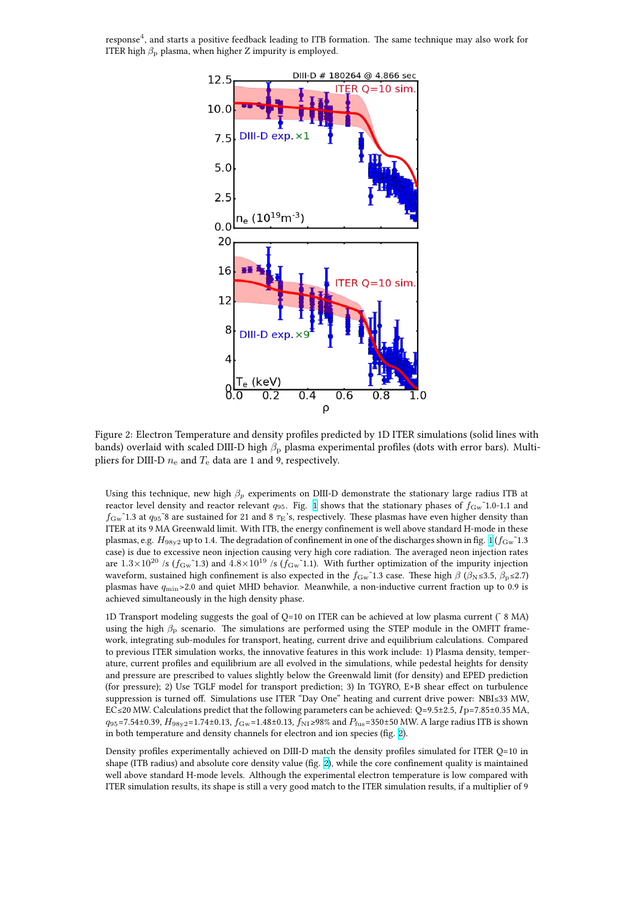response[4], and starts a positive feedback leading to ITB formation. The same technique may also work for ITER high $\beta_p$ plasma, when higher Z impurity is employed.

Figure 2: Electron Temperature and density profiles predicted by 1D ITER simulations (solid lines with bands) overlaid with scaled DIII-D high $\beta_p$ plasma experimental profiles (dots with error bars). Multipliers for DIII-D $n_e$ and $T_e$ data are 1 and 9, respectively.

Using this technique, new high $\beta_p$ experiments on DIII-D demonstrate the stationary large radius ITB at reactor level density and reactor relevant $q_{95}$. Fig. 1 shows that the stationary phases of $f_{Gw}$~1.0-1.1 and $f_{Gw}$~1.3 at $q_{95}$~8 are sustained for 21 and 8 $\tau_E$'s, respectively. These plasmas have even higher density than ITER at its 9 MA Greenwald limit. With ITB, the energy confinement is well above standard H-mode in these plasmas, e.g. $H_{98y2}$ up to 1.4. The degradation of confinement in one of the discharges shown in fig. 1 ($f_{Gw}$~1.3 case) is due to excessive neon injection causing very high core radiation. The averaged neon injection rates are $1.3\times10^{20}$ /s ($f_{Gw}$~1.3) and $4.8\times10^{19}$ /s ($f_{Gw}$~1.1). With further optimization of the impurity injection waveform, sustained high confinement is also expected in the $f_{Gw}$~1.3 case. These high $\beta$ ($\beta_N \leq 3.5$, $\beta_p \leq 2.7$) plasmas have $q_{min}$>2.0 and quiet MHD behavior. Meanwhile, a non-inductive current fraction up to 0.9 is achieved simultaneously in the high density phase.

1D Transport modeling suggests the goal of Q=10 on ITER can be achieved at low plasma current (~ 8 MA) using the high $\beta_p$ scenario. The simulations are performed using the STEP module in the OMFIT framework, integrating sub-modules for transport, heating, current drive and equilibrium calculations. Compared to previous ITER simulation works, the innovative features in this work include: 1) Plasma density, temperature, current profiles and equilibrium are all evolved in the simulations, while pedestal heights for density and pressure are prescribed to values slightly below the Greenwald limit (for density) and EPED prediction (for pressure); 2) Use TGLF model for transport prediction; 3) In TGYRO, E×B shear effect on turbulence suppression is turned off. Simulations use ITER "Day One" heating and current drive power: NBI≤33 MW, EC≤20 MW. Calculations predict that the following parameters can be achieved: Q=9.5±2.5, $I_P$=7.85±0.35 MA, $q_{95}$=7.54±0.39, $H_{98y2}$=1.74±0.13, $f_{Gw}$=1.48±0.13, $f_{NI}$≥98% and $P_{fus}$=350±50 MW. A large radius ITB is shown in both temperature and density channels for electron and ion species (fig. 2).

Density profiles experimentally achieved on DIII-D match the density profiles simulated for ITER Q=10 in shape (ITB radius) and absolute core density value (fig. 2), while the core confinement quality is maintained well above standard H-mode levels. Although the experimental electron temperature is low compared with ITER simulation results, its shape is still a very good match to the ITER simulation results, if a multiplier of 9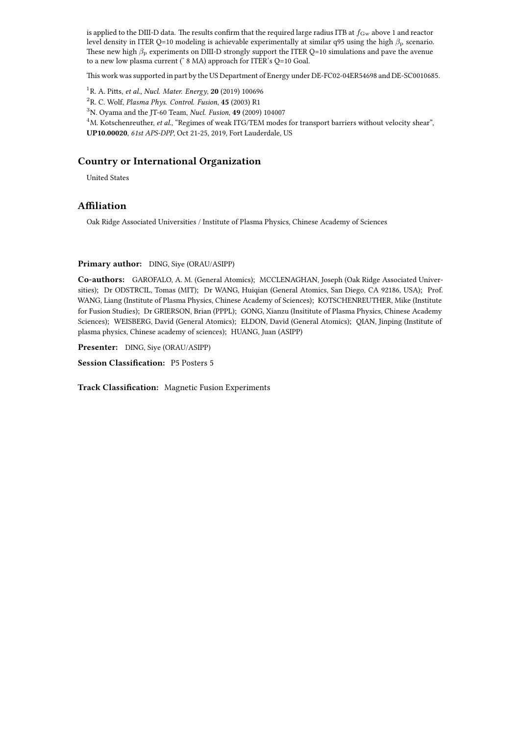is applied to the DIII-D data. The results confirm that the required large radius ITB at $f_{\mathrm{Gw}}$ above 1 and reactor level density in ITER Q=10 modeling is achievable experimentally at similar q95 using the high $\beta_{\mathrm{P}}$ scenario. These new high $\beta_{\mathrm{P}}$ experiments on DIII-D strongly support the ITER Q=10 simulations and pave the avenue to a new low plasma current (~ 8 MA) approach for ITER's Q=10 Goal.

This work was supported in part by the US Department of Energy under DE-FC02-04ER54698 and DE-SC0010685.

[1]R. A. Pitts, *et al.*, *Nucl. Mater. Energy*, **20** (2019) 100696
[2]R. C. Wolf, *Plasma Phys. Control. Fusion*, **45** (2003) R1
[3]N. Oyama and the JT-60 Team, *Nucl. Fusion*, **49** (2009) 104007
[4]M. Kotschenreuther, *et al.*, "Regimes of weak ITG/TEM modes for transport barriers without velocity shear", **UP10.00020**, *61st APS-DPP*, Oct 21-25, 2019, Fort Lauderdale, US

## Country or International Organization

United States

## Affiliation

Oak Ridge Associated Universities / Institute of Plasma Physics, Chinese Academy of Sciences

**Primary author:** DING, Siye (ORAU/ASIPP)

**Co-authors:** GAROFALO, A. M. (General Atomics); MCCLENAGHAN, Joseph (Oak Ridge Associated Universities); Dr ODSTRCIL, Tomas (MIT); Dr WANG, Huiqian (General Atomics, San Diego, CA 92186, USA); Prof. WANG, Liang (Institute of Plasma Physics, Chinese Academy of Sciences); KOTSCHENREUTHER, Mike (Institute for Fusion Studies); Dr GRIERSON, Brian (PPPL); GONG, Xianzu (Insititute of Plasma Physics, Chinese Academy Sciences); WEISBERG, David (General Atomics); ELDON, David (General Atomics); QIAN, Jinping (Institute of plasma physics, Chinese academy of sciences); HUANG, Juan (ASIPP)

**Presenter:** DING, Siye (ORAU/ASIPP)

**Session Classification:** P5 Posters 5

**Track Classification:** Magnetic Fusion Experiments